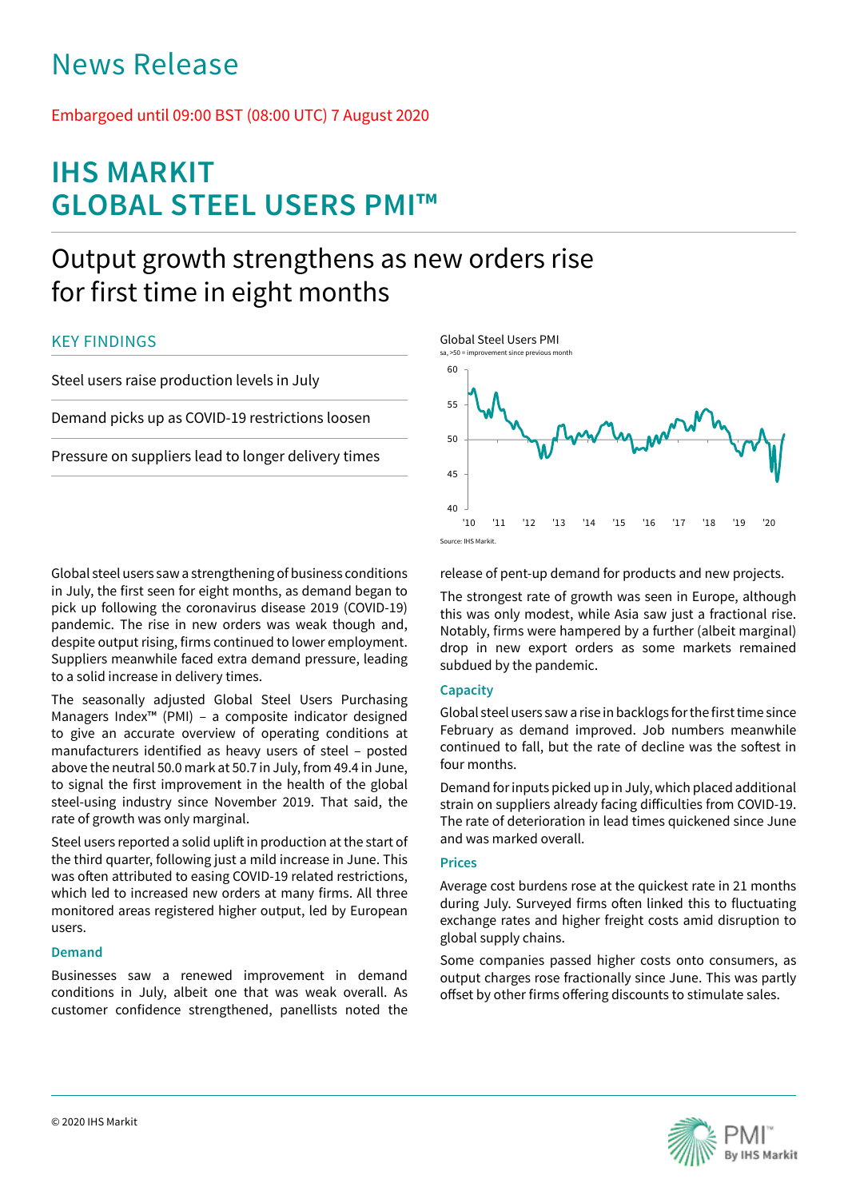# News Release

Embargoed until 09:00 BST (08:00 UTC) 7 August 2020

# IHS MARKIT GLOBAL STEEL USERS PMI™

## Output growth strengthens as new orders rise for first time in eight months

### KEY FINDINGS

Steel users raise production levels in July

Demand picks up as COVID-19 restrictions loosen

Pressure on suppliers lead to longer delivery times

Global Steel Users PMI

sa, >50 = improvement since previous month

Source: IHS Markit.

Global steel users saw a strengthening of business conditions in July, the first seen for eight months, as demand began to pick up following the coronavirus disease 2019 (COVID-19) pandemic. The rise in new orders was weak though and, despite output rising, firms continued to lower employment. Suppliers meanwhile faced extra demand pressure, leading to a solid increase in delivery times.

The seasonally adjusted Global Steel Users Purchasing Managers Index™ (PMI) – a composite indicator designed to give an accurate overview of operating conditions at manufacturers identified as heavy users of steel – posted above the neutral 50.0 mark at 50.7 in July, from 49.4 in June, to signal the first improvement in the health of the global steel-using industry since November 2019. That said, the rate of growth was only marginal.

Steel users reported a solid uplift in production at the start of the third quarter, following just a mild increase in June. This was often attributed to easing COVID-19 related restrictions, which led to increased new orders at many firms. All three monitored areas registered higher output, led by European users.

### Demand

Businesses saw a renewed improvement in demand conditions in July, albeit one that was weak overall. As customer confidence strengthened, panellists noted the release of pent-up demand for products and new projects.

The strongest rate of growth was seen in Europe, although this was only modest, while Asia saw just a fractional rise. Notably, firms were hampered by a further (albeit marginal) drop in new export orders as some markets remained subdued by the pandemic.

### Capacity

Global steel users saw a rise in backlogs for the first time since February as demand improved. Job numbers meanwhile continued to fall, but the rate of decline was the softest in four months.

Demand for inputs picked up in July, which placed additional strain on suppliers already facing difficulties from COVID-19. The rate of deterioration in lead times quickened since June and was marked overall.

### Prices

Average cost burdens rose at the quickest rate in 21 months during July. Surveyed firms often linked this to fluctuating exchange rates and higher freight costs amid disruption to global supply chains.

Some companies passed higher costs onto consumers, as output charges rose fractionally since June. This was partly offset by other firms offering discounts to stimulate sales.

© 2020 IHS Markit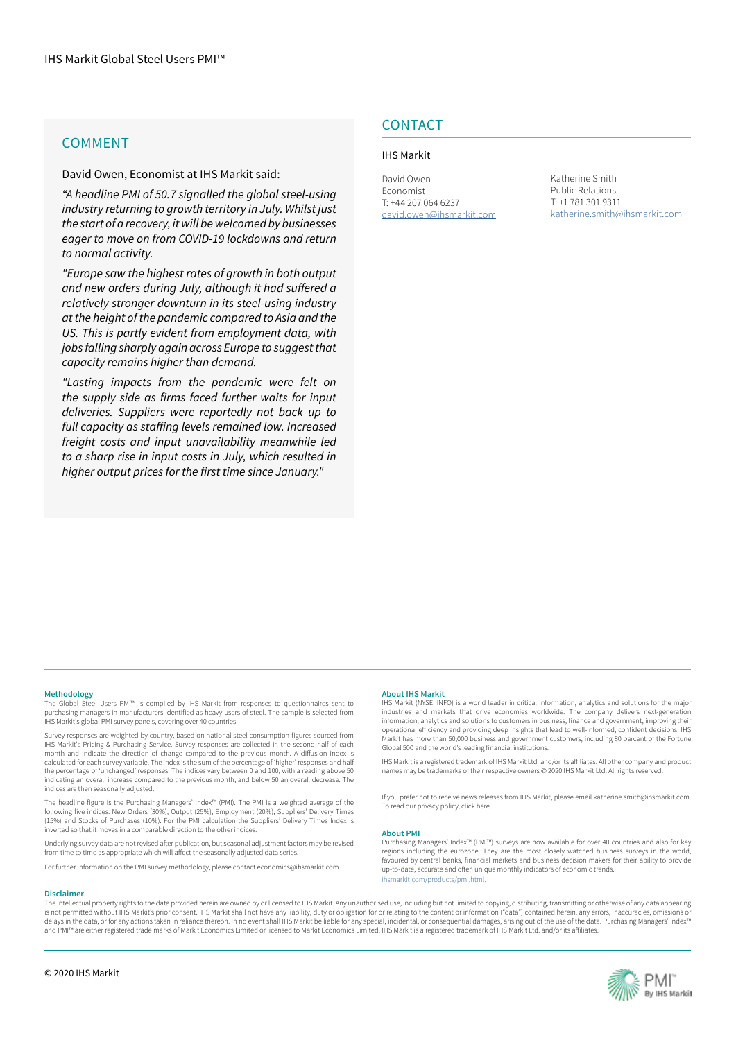## COMMENT

David Owen, Economist at IHS Markit said:

*"A headline PMI of 50.7 signalled the global steel-using industry returning to growth territory in July. Whilst just the start of a recovery, it will be welcomed by businesses eager to move on from COVID-19 lockdowns and return to normal activity.*

*"Europe saw the highest rates of growth in both output and new orders during July, although it had suffered a relatively stronger downturn in its steel-using industry at the height of the pandemic compared to Asia and the US. This is partly evident from employment data, with jobs falling sharply again across Europe to suggest that capacity remains higher than demand.*

*"Lasting impacts from the pandemic were felt on the supply side as firms faced further waits for input deliveries. Suppliers were reportedly not back up to full capacity as staffing levels remained low. Increased freight costs and input unavailability meanwhile led to a sharp rise in input costs in July, which resulted in higher output prices for the first time since January."*

## CONTACT

IHS Markit

David Owen
Economist
T: +44 207 064 6237
david.owen@ihsmarkit.com

Katherine Smith
Public Relations
T: +1 781 301 9311
katherine.smith@ihsmarkit.com

**Methodology**

The Global Steel Users PMI™ is compiled by IHS Markit from responses to questionnaires sent to purchasing managers in manufacturers identified as heavy users of steel. The sample is selected from IHS Markit's global PMI survey panels, covering over 40 countries.

Survey responses are weighted by country, based on national steel consumption figures sourced from IHS Markit's Pricing & Purchasing Service. Survey responses are collected in the second half of each month and indicate the direction of change compared to the previous month. A diffusion index is calculated for each survey variable. The index is the sum of the percentage of 'higher' responses and half the percentage of 'unchanged' responses. The indices vary between 0 and 100, with a reading above 50 indicating an overall increase compared to the previous month, and below 50 an overall decrease. The indices are then seasonally adjusted.

The headline figure is the Purchasing Managers' Index™ (PMI). The PMI is a weighted average of the following five indices: New Orders (30%), Output (25%), Employment (20%), Suppliers' Delivery Times (15%) and Stocks of Purchases (10%). For the PMI calculation the Suppliers' Delivery Times Index is inverted so that it moves in a comparable direction to the other indices.

Underlying survey data are not revised after publication, but seasonal adjustment factors may be revised from time to time as appropriate which will affect the seasonally adjusted data series.

For further information on the PMI survey methodology, please contact economics@ihsmarkit.com.

**About IHS Markit**

IHS Markit (NYSE: INFO) is a world leader in critical information, analytics and solutions for the major industries and markets that drive economies worldwide. The company delivers next-generation information, analytics and solutions to customers in business, finance and government, improving their operational efficiency and providing deep insights that lead to well-informed, confident decisions. IHS Markit has more than 50,000 business and government customers, including 80 percent of the Fortune Global 500 and the world's leading financial institutions.

IHS Markit is a registered trademark of IHS Markit Ltd. and/or its affiliates. All other company and product names may be trademarks of their respective owners © 2020 IHS Markit Ltd. All rights reserved.

If you prefer not to receive news releases from IHS Markit, please email katherine.smith@ihsmarkit.com. To read our privacy policy, click here.

**About PMI**

Purchasing Managers' Index™ (PMI™) surveys are now available for over 40 countries and also for key regions including the eurozone. They are the most closely watched business surveys in the world, favoured by central banks, financial markets and business decision makers for their ability to provide up-to-date, accurate and often unique monthly indicators of economic trends.
ihsmarkit.com/products/pmi.html.

**Disclaimer**

The intellectual property rights to the data provided herein are owned by or licensed to IHS Markit. Any unauthorised use, including but not limited to copying, distributing, transmitting or otherwise of any data appearing is not permitted without IHS Markit's prior consent. IHS Markit shall not have any liability, duty or obligation for or relating to the content or information ("data") contained herein, any errors, inaccuracies, omissions or delays in the data, or for any actions taken in reliance thereon. In no event shall IHS Markit be liable for any special, incidental, or consequential damages, arising out of the use of the data. Purchasing Managers' Index™ and PMI™ are either registered trade marks of Markit Economics Limited or licensed to Markit Economics Limited. IHS Markit is a registered trademark of IHS Markit Ltd. and/or its affiliates.

© 2020 IHS Markit